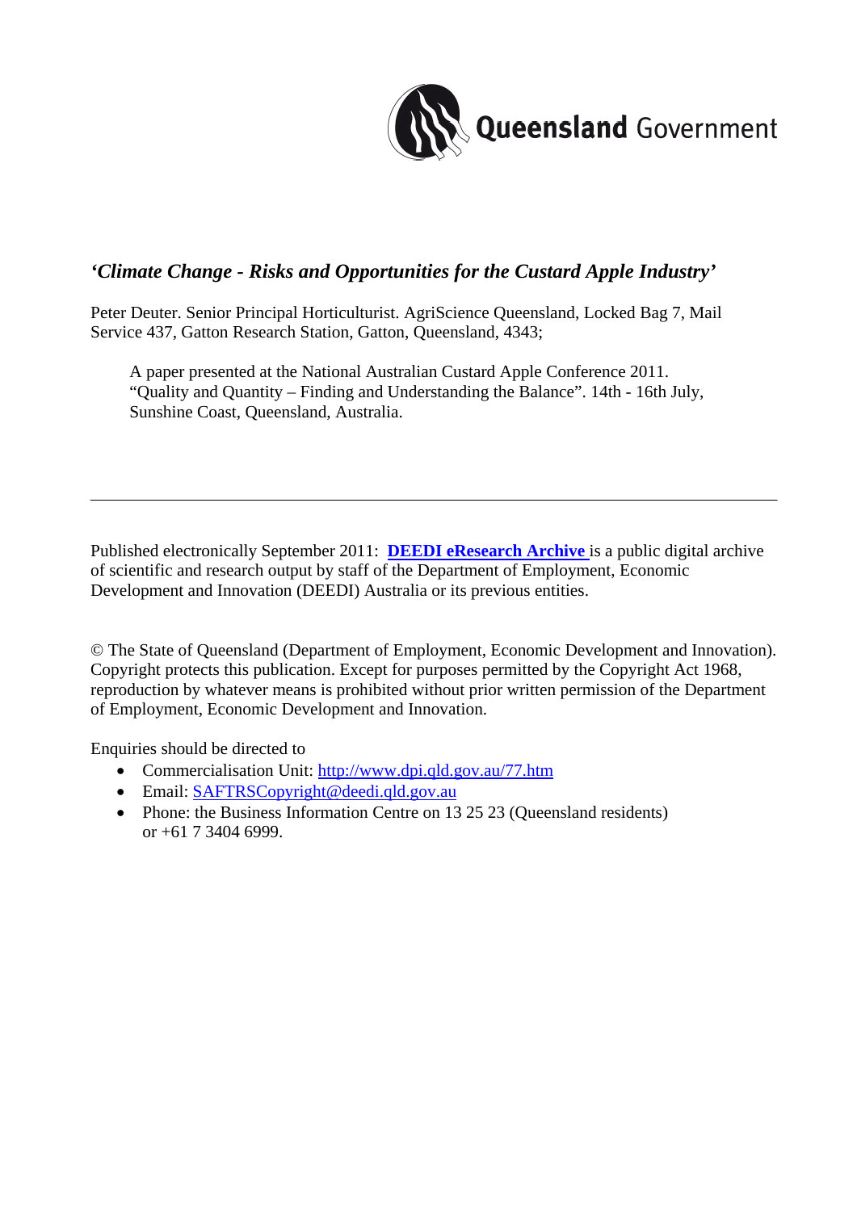Queensland Government

## *'Climate Change - Risks and Opportunities for the Custard Apple Industry'*

Peter Deuter. Senior Principal Horticulturist. AgriScience Queensland, Locked Bag 7, Mail Service 437, Gatton Research Station, Gatton, Queensland, 4343;

> A paper presented at the National Australian Custard Apple Conference 2011. "Quality and Quantity – Finding and Understanding the Balance". 14th - 16th July, Sunshine Coast, Queensland, Australia.

---

Published electronically September 2011: **DEEDI eResearch Archive** is a public digital archive of scientific and research output by staff of the Department of Employment, Economic Development and Innovation (DEEDI) Australia or its previous entities.

© The State of Queensland (Department of Employment, Economic Development and Innovation). Copyright protects this publication. Except for purposes permitted by the Copyright Act 1968, reproduction by whatever means is prohibited without prior written permission of the Department of Employment, Economic Development and Innovation.

Enquiries should be directed to

- Commercialisation Unit: http://www.dpi.qld.gov.au/77.htm
- Email: SAFTRSCopyright@deedi.qld.gov.au
- Phone: the Business Information Centre on 13 25 23 (Queensland residents) or +61 7 3404 6999.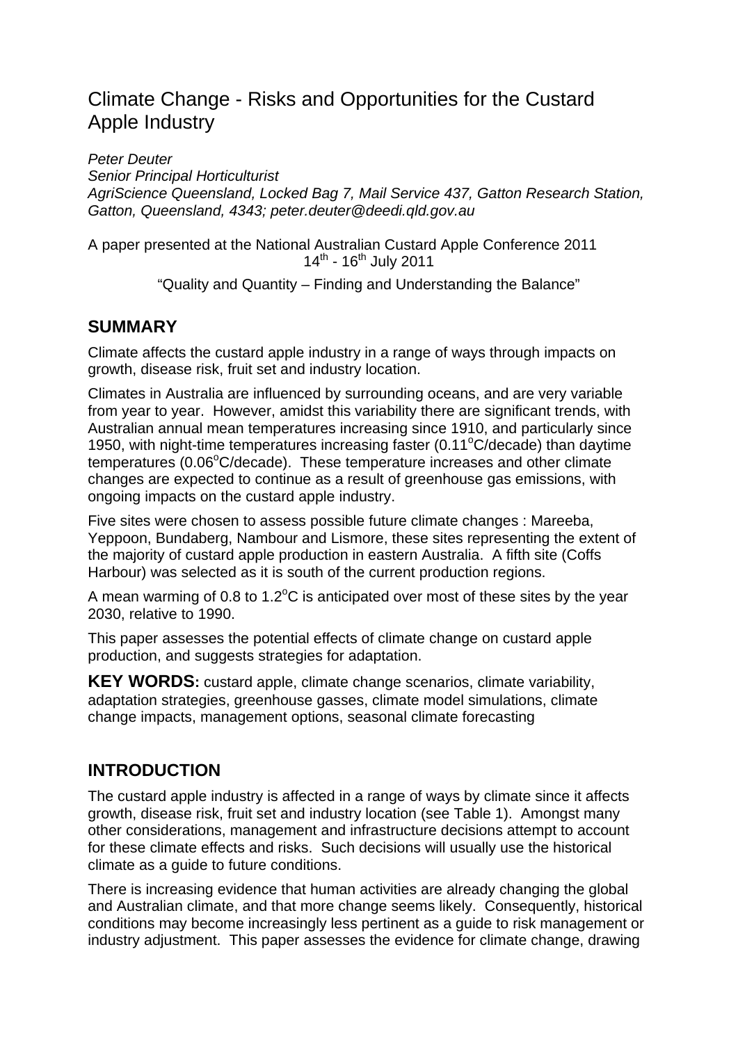# Climate Change - Risks and Opportunities for the Custard Apple Industry

*Peter Deuter*
*Senior Principal Horticulturist*
*AgriScience Queensland, Locked Bag 7, Mail Service 437, Gatton Research Station, Gatton, Queensland, 4343; peter.deuter@deedi.qld.gov.au*

A paper presented at the National Australian Custard Apple Conference 2011
14th - 16th July 2011

"Quality and Quantity – Finding and Understanding the Balance"

## SUMMARY

Climate affects the custard apple industry in a range of ways through impacts on growth, disease risk, fruit set and industry location.

Climates in Australia are influenced by surrounding oceans, and are very variable from year to year. However, amidst this variability there are significant trends, with Australian annual mean temperatures increasing since 1910, and particularly since 1950, with night-time temperatures increasing faster (0.11°C/decade) than daytime temperatures (0.06°C/decade). These temperature increases and other climate changes are expected to continue as a result of greenhouse gas emissions, with ongoing impacts on the custard apple industry.

Five sites were chosen to assess possible future climate changes : Mareeba, Yeppoon, Bundaberg, Nambour and Lismore, these sites representing the extent of the majority of custard apple production in eastern Australia. A fifth site (Coffs Harbour) was selected as it is south of the current production regions.

A mean warming of 0.8 to 1.2°C is anticipated over most of these sites by the year 2030, relative to 1990.

This paper assesses the potential effects of climate change on custard apple production, and suggests strategies for adaptation.

**KEY WORDS:** custard apple, climate change scenarios, climate variability, adaptation strategies, greenhouse gasses, climate model simulations, climate change impacts, management options, seasonal climate forecasting

## INTRODUCTION

The custard apple industry is affected in a range of ways by climate since it affects growth, disease risk, fruit set and industry location (see Table 1). Amongst many other considerations, management and infrastructure decisions attempt to account for these climate effects and risks. Such decisions will usually use the historical climate as a guide to future conditions.

There is increasing evidence that human activities are already changing the global and Australian climate, and that more change seems likely. Consequently, historical conditions may become increasingly less pertinent as a guide to risk management or industry adjustment. This paper assesses the evidence for climate change, drawing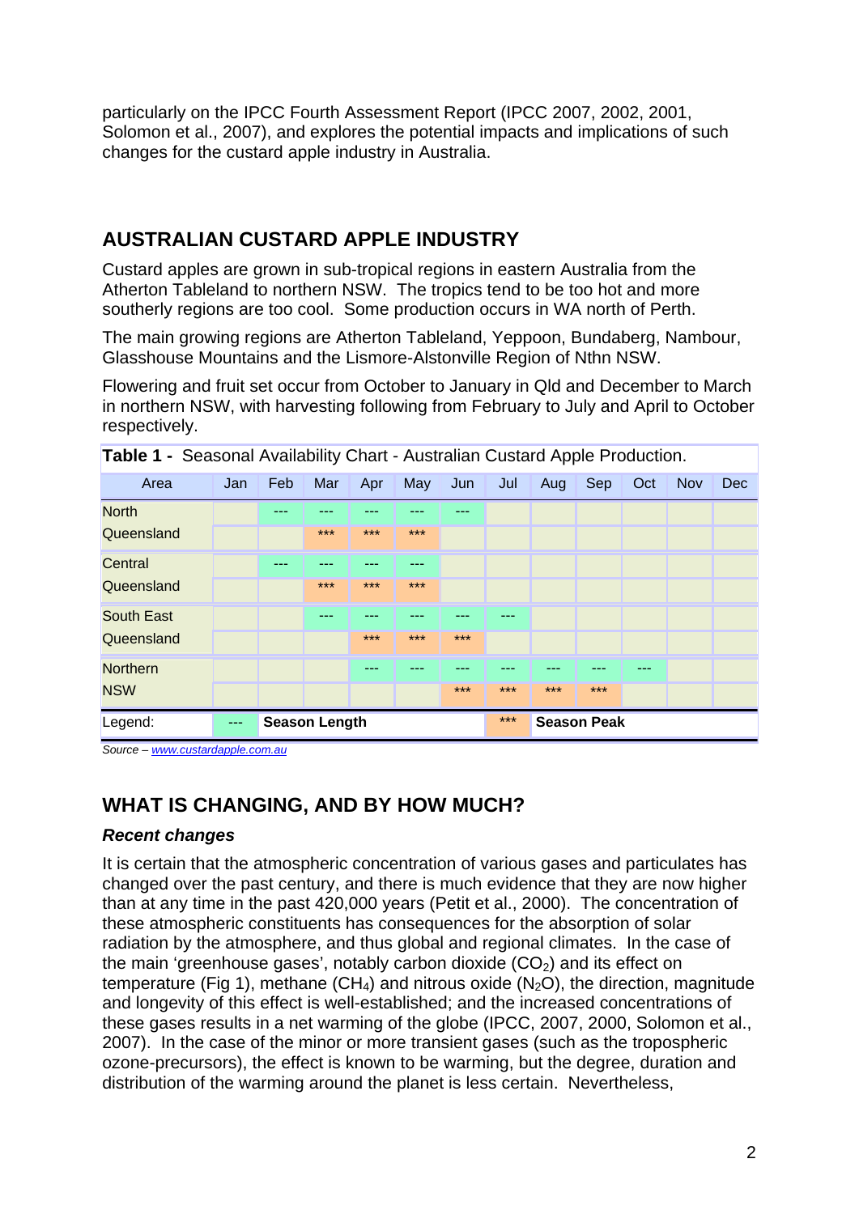particularly on the IPCC Fourth Assessment Report (IPCC 2007, 2002, 2001, Solomon et al., 2007), and explores the potential impacts and implications of such changes for the custard apple industry in Australia.

## AUSTRALIAN CUSTARD APPLE INDUSTRY

Custard apples are grown in sub-tropical regions in eastern Australia from the Atherton Tableland to northern NSW. The tropics tend to be too hot and more southerly regions are too cool. Some production occurs in WA north of Perth.

The main growing regions are Atherton Tableland, Yeppoon, Bundaberg, Nambour, Glasshouse Mountains and the Lismore-Alstonville Region of Nthn NSW.

Flowering and fruit set occur from October to January in Qld and December to March in northern NSW, with harvesting following from February to July and April to October respectively.

**Table 1 -** Seasonal Availability Chart - Australian Custard Apple Production.

| Area | Jan | Feb | Mar | Apr | May | Jun | Jul | Aug | Sep | Oct | Nov | Dec |
|---|---|---|---|---|---|---|---|---|---|---|---|---|
| North Queensland | | --- | --- | --- | --- | --- | | | | | | |
| | | | *** | *** | *** | | | | | | | |
| Central Queensland | | --- | --- | --- | --- | | | | | | | |
| | | | *** | *** | *** | | | | | | | |
| South East Queensland | | | --- | --- | --- | --- | --- | | | | | |
| | | | | *** | *** | *** | | | | | | |
| Northern NSW | | | | --- | --- | --- | --- | --- | --- | --- | | |
| | | | | | | *** | *** | *** | *** | | | |
| Legend: | --- | **Season Length** | | | | | *** | **Season Peak** | | | | |

*Source – www.custardapple.com.au*

## WHAT IS CHANGING, AND BY HOW MUCH?

### *Recent changes*

It is certain that the atmospheric concentration of various gases and particulates has changed over the past century, and there is much evidence that they are now higher than at any time in the past 420,000 years (Petit et al., 2000). The concentration of these atmospheric constituents has consequences for the absorption of solar radiation by the atmosphere, and thus global and regional climates. In the case of the main 'greenhouse gases', notably carbon dioxide ($CO_2$) and its effect on temperature (Fig 1), methane ($CH_4$) and nitrous oxide ($N_2O$), the direction, magnitude and longevity of this effect is well-established; and the increased concentrations of these gases results in a net warming of the globe (IPCC, 2007, 2000, Solomon et al., 2007). In the case of the minor or more transient gases (such as the tropospheric ozone-precursors), the effect is known to be warming, but the degree, duration and distribution of the warming around the planet is less certain. Nevertheless,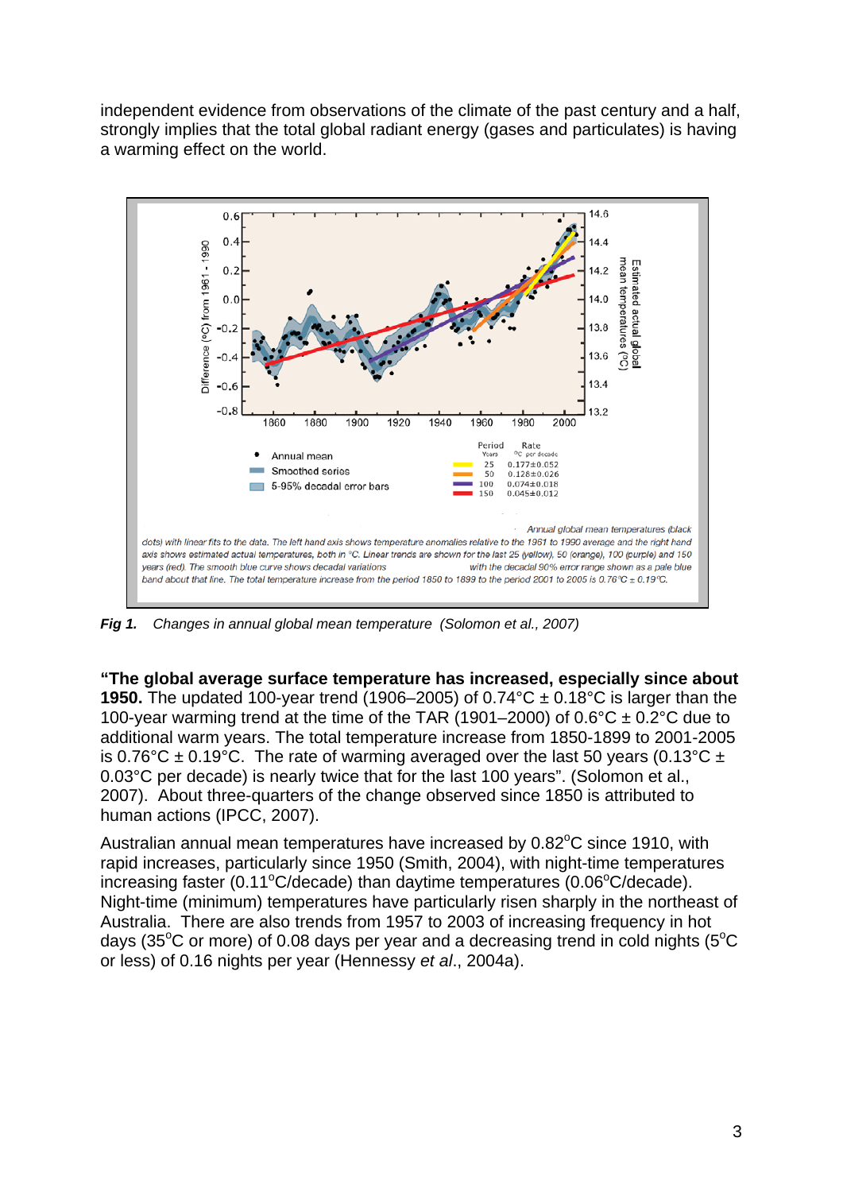independent evidence from observations of the climate of the past century and a half, strongly implies that the total global radiant energy (gases and particulates) is having a warming effect on the world.

0.6
0.4
0.2
0.0
-0.2
-0.4
-0.6
-0.8

Difference (°C) from 1961 - 1990

14.6
14.4
14.2
14.0
13.8
13.6
13.4
13.2

Estimated actual global mean temperatures (°C)

1860 1880 1900 1920 1940 1960 1980 2000

Annual mean
Smoothed series
5-95% decadal error bars

Period Years | Rate °C per decade
25 | 0.177±0.052
50 | 0.128±0.026
100 | 0.074±0.018
150 | 0.045±0.012

Annual global mean temperatures (black dots) with linear fits to the data. The left hand axis shows temperature anomalies relative to the 1961 to 1990 average and the right hand axis shows estimated actual temperatures, both in °C. Linear trends are shown for the last 25 (yellow), 50 (orange), 100 (purple) and 150 years (red). The smooth blue curve shows decadal variations with the decadal 90% error range shown as a pale blue band about that line. The total temperature increase from the period 1850 to 1899 to the period 2001 to 2005 is 0.76°C ± 0.19°C.

***Fig 1.*** *Changes in annual global mean temperature (Solomon et al., 2007)*

**"The global average surface temperature has increased, especially since about 1950.** The updated 100-year trend (1906–2005) of 0.74°C ± 0.18°C is larger than the 100-year warming trend at the time of the TAR (1901–2000) of 0.6°C ± 0.2°C due to additional warm years. The total temperature increase from 1850-1899 to 2001-2005 is 0.76°C ± 0.19°C. The rate of warming averaged over the last 50 years (0.13°C ± 0.03°C per decade) is nearly twice that for the last 100 years". (Solomon et al., 2007). About three-quarters of the change observed since 1850 is attributed to human actions (IPCC, 2007).

Australian annual mean temperatures have increased by 0.82°C since 1910, with rapid increases, particularly since 1950 (Smith, 2004), with night-time temperatures increasing faster (0.11°C/decade) than daytime temperatures (0.06°C/decade). Night-time (minimum) temperatures have particularly risen sharply in the northeast of Australia. There are also trends from 1957 to 2003 of increasing frequency in hot days (35°C or more) of 0.08 days per year and a decreasing trend in cold nights (5°C or less) of 0.16 nights per year (Hennessy *et al*., 2004a).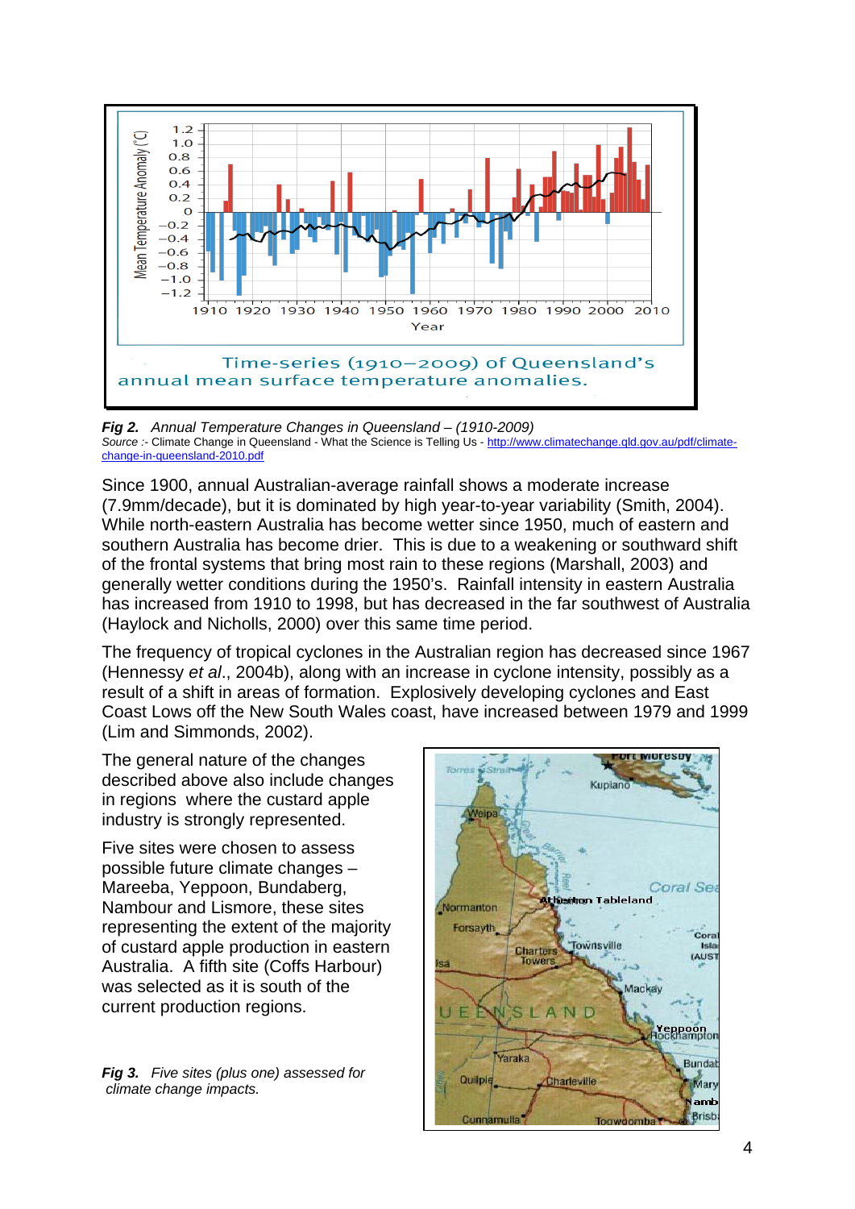1.2
1.0
0.8
0.6
0.4
0.2
0
−0.2
−0.4
−0.6
−0.8
−1.0
−1.2

Mean Temperature Anomaly (°C)

1910 1920 1930 1940 1950 1960 1970 1980 1990 2000 2010

Year

Time-series (1910–2009) of Queensland's annual mean surface temperature anomalies.

***Fig 2.** Annual Temperature Changes in Queensland – (1910-2009)*
*Source :-* Climate Change in Queensland - What the Science is Telling Us - http://www.climatechange.qld.gov.au/pdf/climate-change-in-queensland-2010.pdf

Since 1900, annual Australian-average rainfall shows a moderate increase (7.9mm/decade), but it is dominated by high year-to-year variability (Smith, 2004). While north-eastern Australia has become wetter since 1950, much of eastern and southern Australia has become drier. This is due to a weakening or southward shift of the frontal systems that bring most rain to these regions (Marshall, 2003) and generally wetter conditions during the 1950's. Rainfall intensity in eastern Australia has increased from 1910 to 1998, but has decreased in the far southwest of Australia (Haylock and Nicholls, 2000) over this same time period.

The frequency of tropical cyclones in the Australian region has decreased since 1967 (Hennessy *et al*., 2004b), along with an increase in cyclone intensity, possibly as a result of a shift in areas of formation. Explosively developing cyclones and East Coast Lows off the New South Wales coast, have increased between 1979 and 1999 (Lim and Simmonds, 2002).

The general nature of the changes described above also include changes in regions where the custard apple industry is strongly represented.

Five sites were chosen to assess possible future climate changes – Mareeba, Yeppoon, Bundaberg, Nambour and Lismore, these sites representing the extent of the majority of custard apple production in eastern Australia. A fifth site (Coffs Harbour) was selected as it is south of the current production regions.

Port Moresby
Kupiano
Torres Strait
Weipa
Great Barrier Reef
Coral Sea
Atherton Tableland
Normanton
Forsayth
Coral Isla (AUST
Townsville
Charters Towers
Isa
Mackay
QUEENSLAND
Yeppoon
Rockhampton
Yaraka
Bundab
Quilpie
Charleville
Mary
Namb
Cunnamulla
Toowoomba
Brisb

***Fig 3.** Five sites (plus one) assessed for climate change impacts.*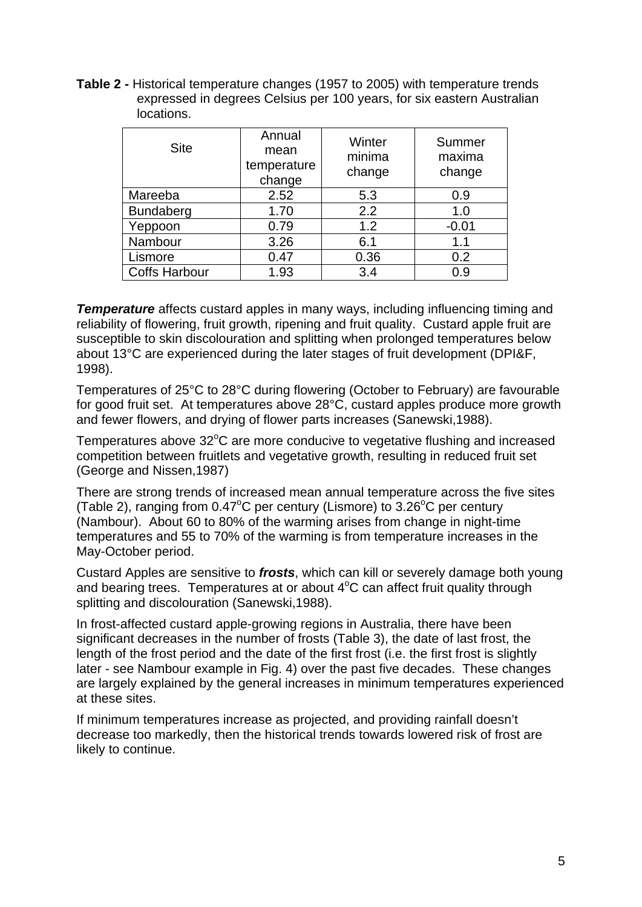**Table 2 -** Historical temperature changes (1957 to 2005) with temperature trends expressed in degrees Celsius per 100 years, for six eastern Australian locations.

| Site | Annual mean temperature change | Winter minima change | Summer maxima change |
|---|---|---|---|
| Mareeba | 2.52 | 5.3 | 0.9 |
| Bundaberg | 1.70 | 2.2 | 1.0 |
| Yeppoon | 0.79 | 1.2 | -0.01 |
| Nambour | 3.26 | 6.1 | 1.1 |
| Lismore | 0.47 | 0.36 | 0.2 |
| Coffs Harbour | 1.93 | 3.4 | 0.9 |

***Temperature*** affects custard apples in many ways, including influencing timing and reliability of flowering, fruit growth, ripening and fruit quality. Custard apple fruit are susceptible to skin discolouration and splitting when prolonged temperatures below about 13°C are experienced during the later stages of fruit development (DPI&F, 1998).

Temperatures of 25°C to 28°C during flowering (October to February) are favourable for good fruit set. At temperatures above 28°C, custard apples produce more growth and fewer flowers, and drying of flower parts increases (Sanewski,1988).

Temperatures above 32°C are more conducive to vegetative flushing and increased competition between fruitlets and vegetative growth, resulting in reduced fruit set (George and Nissen,1987)

There are strong trends of increased mean annual temperature across the five sites (Table 2), ranging from 0.47°C per century (Lismore) to 3.26°C per century (Nambour). About 60 to 80% of the warming arises from change in night-time temperatures and 55 to 70% of the warming is from temperature increases in the May-October period.

Custard Apples are sensitive to ***frosts***, which can kill or severely damage both young and bearing trees. Temperatures at or about 4°C can affect fruit quality through splitting and discolouration (Sanewski,1988).

In frost-affected custard apple-growing regions in Australia, there have been significant decreases in the number of frosts (Table 3), the date of last frost, the length of the frost period and the date of the first frost (i.e. the first frost is slightly later - see Nambour example in Fig. 4) over the past five decades. These changes are largely explained by the general increases in minimum temperatures experienced at these sites.

If minimum temperatures increase as projected, and providing rainfall doesn't decrease too markedly, then the historical trends towards lowered risk of frost are likely to continue.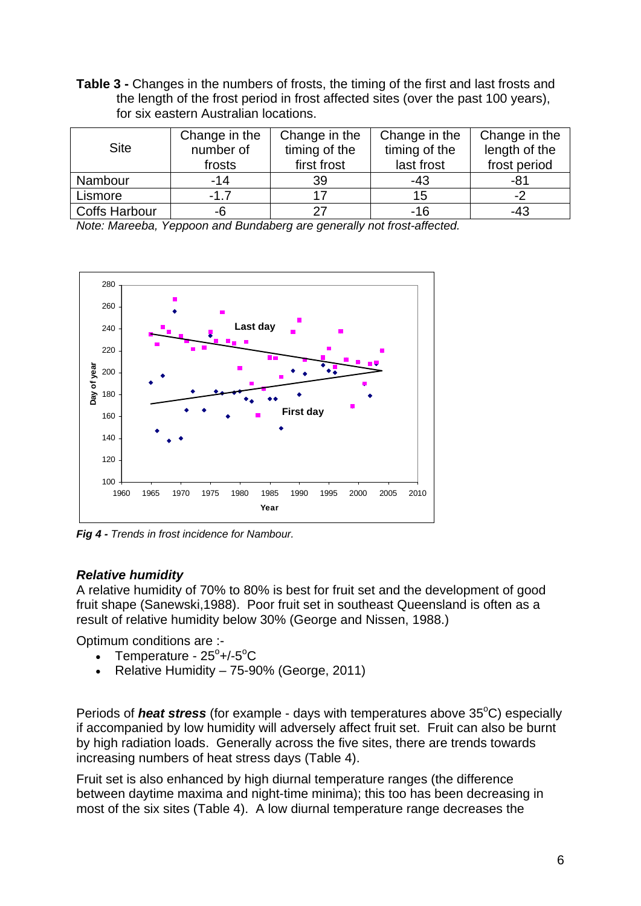**Table 3 -** Changes in the numbers of frosts, the timing of the first and last frosts and the length of the frost period in frost affected sites (over the past 100 years), for six eastern Australian locations.

| Site | Change in the number of frosts | Change in the timing of the first frost | Change in the timing of the last frost | Change in the length of the frost period |
|---|---|---|---|---|
| Nambour | -14 | 39 | -43 | -81 |
| Lismore | -1.7 | 17 | 15 | -2 |
| Coffs Harbour | -6 | 27 | -16 | -43 |

*Note: Mareeba, Yeppoon and Bundaberg are generally not frost-affected.*

Day of year
280
260
240
220
200
180
160
140
120
100
Last day
First day
1960 1965 1970 1975 1980 1985 1990 1995 2000 2005 2010
Year

***Fig 4 -** Trends in frost incidence for Nambour.*

### *Relative humidity*

A relative humidity of 70% to 80% is best for fruit set and the development of good fruit shape (Sanewski,1988). Poor fruit set in southeast Queensland is often as a result of relative humidity below 30% (George and Nissen, 1988.)

Optimum conditions are :-

- Temperature - $25^{o}$+/-$5^{o}$C
- Relative Humidity – 75-90% (George, 2011)

Periods of ***heat stress*** (for example - days with temperatures above $35^{o}$C) especially if accompanied by low humidity will adversely affect fruit set. Fruit can also be burnt by high radiation loads. Generally across the five sites, there are trends towards increasing numbers of heat stress days (Table 4).

Fruit set is also enhanced by high diurnal temperature ranges (the difference between daytime maxima and night-time minima); this too has been decreasing in most of the six sites (Table 4). A low diurnal temperature range decreases the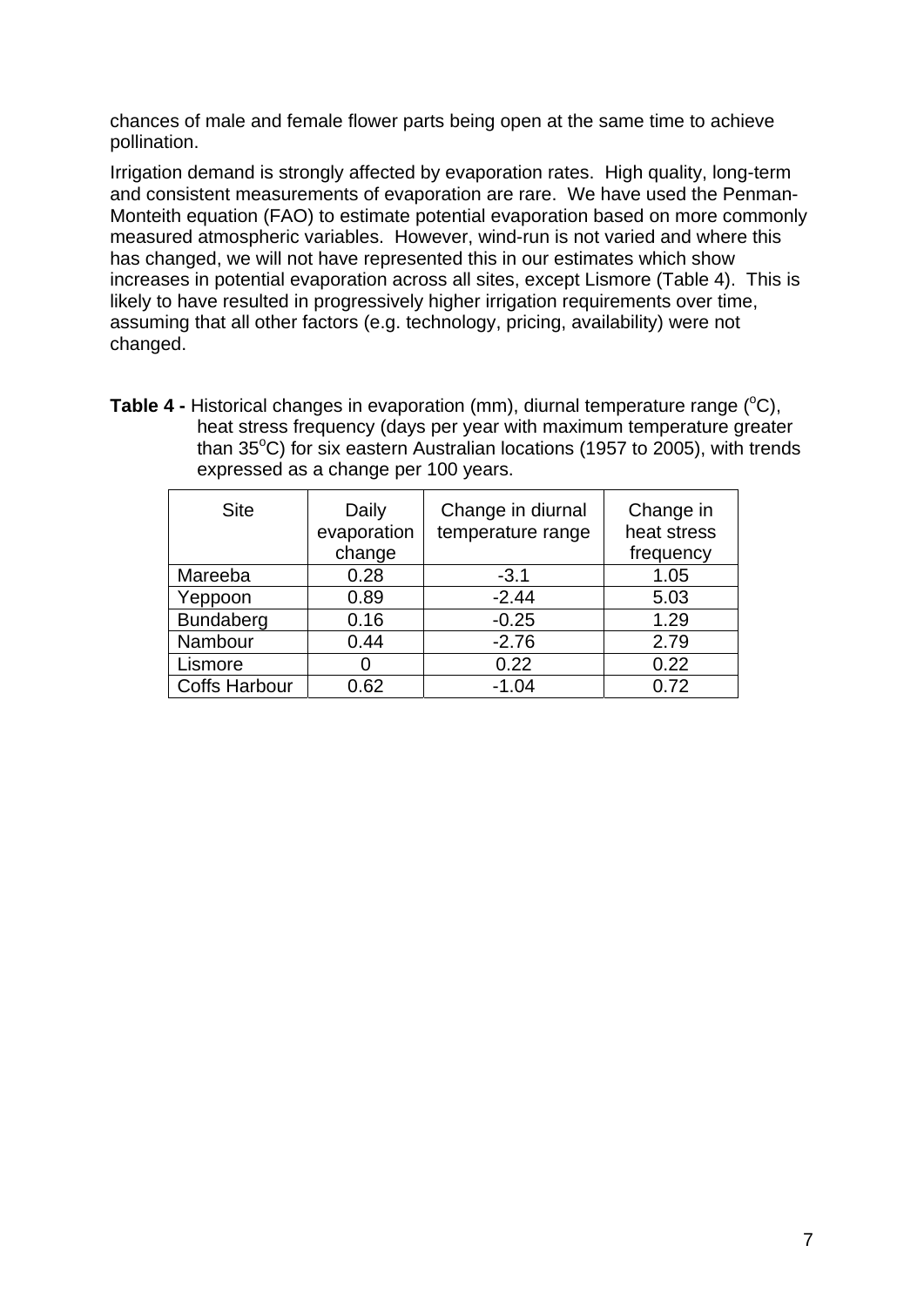chances of male and female flower parts being open at the same time to achieve pollination.

Irrigation demand is strongly affected by evaporation rates. High quality, long-term and consistent measurements of evaporation are rare. We have used the Penman-Monteith equation (FAO) to estimate potential evaporation based on more commonly measured atmospheric variables. However, wind-run is not varied and where this has changed, we will not have represented this in our estimates which show increases in potential evaporation across all sites, except Lismore (Table 4). This is likely to have resulted in progressively higher irrigation requirements over time, assuming that all other factors (e.g. technology, pricing, availability) were not changed.

**Table 4 -** Historical changes in evaporation (mm), diurnal temperature range ($^{o}$C), heat stress frequency (days per year with maximum temperature greater than 35$^{o}$C) for six eastern Australian locations (1957 to 2005), with trends expressed as a change per 100 years.

| Site | Daily evaporation change | Change in diurnal temperature range | Change in heat stress frequency |
|---|---|---|---|
| Mareeba | 0.28 | -3.1 | 1.05 |
| Yeppoon | 0.89 | -2.44 | 5.03 |
| Bundaberg | 0.16 | -0.25 | 1.29 |
| Nambour | 0.44 | -2.76 | 2.79 |
| Lismore | 0 | 0.22 | 0.22 |
| Coffs Harbour | 0.62 | -1.04 | 0.72 |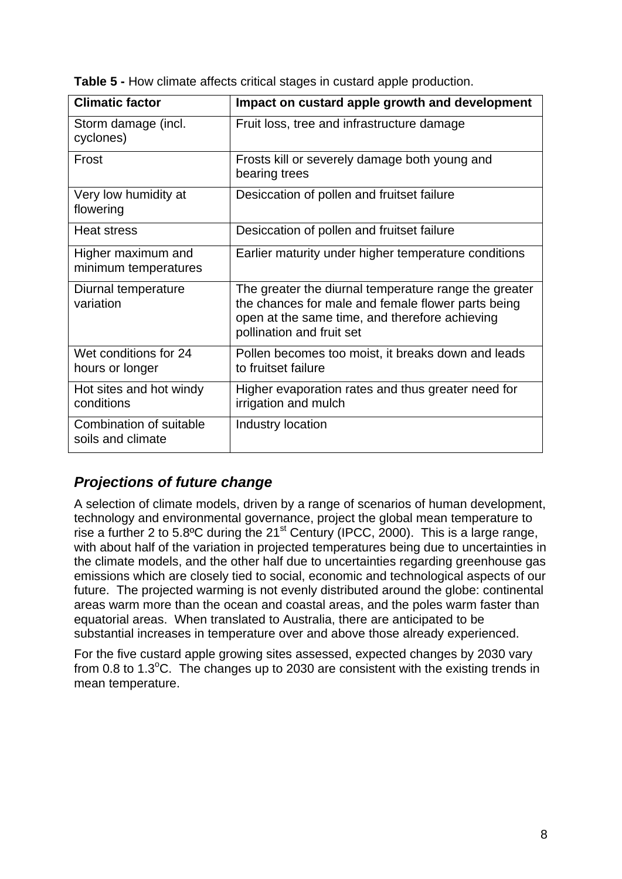**Table 5 -** How climate affects critical stages in custard apple production.

| Climatic factor | Impact on custard apple growth and development |
|---|---|
| Storm damage (incl. cyclones) | Fruit loss, tree and infrastructure damage |
| Frost | Frosts kill or severely damage both young and bearing trees |
| Very low humidity at flowering | Desiccation of pollen and fruitset failure |
| Heat stress | Desiccation of pollen and fruitset failure |
| Higher maximum and minimum temperatures | Earlier maturity under higher temperature conditions |
| Diurnal temperature variation | The greater the diurnal temperature range the greater the chances for male and female flower parts being open at the same time, and therefore achieving pollination and fruit set |
| Wet conditions for 24 hours or longer | Pollen becomes too moist, it breaks down and leads to fruitset failure |
| Hot sites and hot windy conditions | Higher evaporation rates and thus greater need for irrigation and mulch |
| Combination of suitable soils and climate | Industry location |

## *Projections of future change*

A selection of climate models, driven by a range of scenarios of human development, technology and environmental governance, project the global mean temperature to rise a further 2 to 5.8ºC during the 21st Century (IPCC, 2000). This is a large range, with about half of the variation in projected temperatures being due to uncertainties in the climate models, and the other half due to uncertainties regarding greenhouse gas emissions which are closely tied to social, economic and technological aspects of our future. The projected warming is not evenly distributed around the globe: continental areas warm more than the ocean and coastal areas, and the poles warm faster than equatorial areas. When translated to Australia, there are anticipated to be substantial increases in temperature over and above those already experienced.

For the five custard apple growing sites assessed, expected changes by 2030 vary from 0.8 to 1.3ºC. The changes up to 2030 are consistent with the existing trends in mean temperature.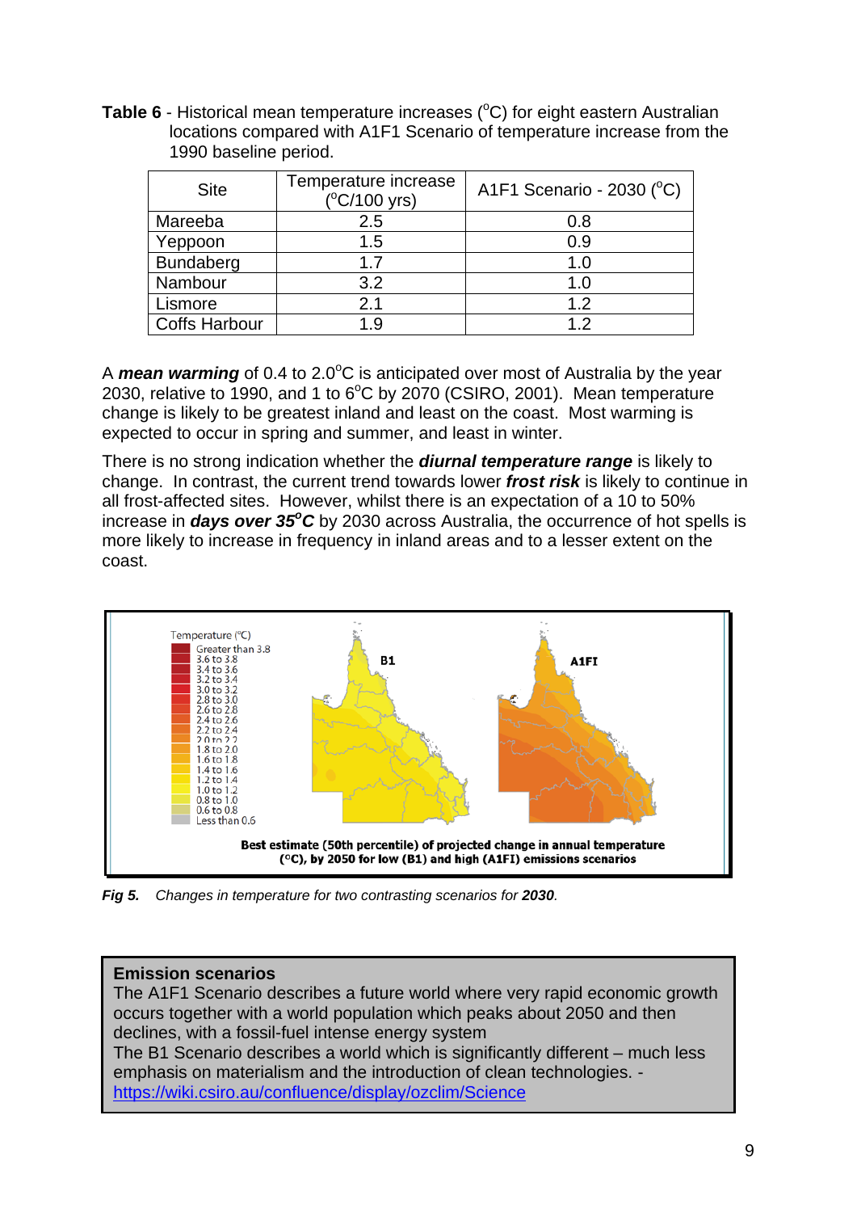**Table 6** - Historical mean temperature increases (°C) for eight eastern Australian locations compared with A1F1 Scenario of temperature increase from the 1990 baseline period.

| Site | Temperature increase (°C/100 yrs) | A1F1 Scenario - 2030 (°C) |
|---|---|---|
| Mareeba | 2.5 | 0.8 |
| Yeppoon | 1.5 | 0.9 |
| Bundaberg | 1.7 | 1.0 |
| Nambour | 3.2 | 1.0 |
| Lismore | 2.1 | 1.2 |
| Coffs Harbour | 1.9 | 1.2 |

A ***mean warming*** of 0.4 to 2.0°C is anticipated over most of Australia by the year 2030, relative to 1990, and 1 to 6°C by 2070 (CSIRO, 2001). Mean temperature change is likely to be greatest inland and least on the coast. Most warming is expected to occur in spring and summer, and least in winter.

There is no strong indication whether the ***diurnal temperature range*** is likely to change. In contrast, the current trend towards lower ***frost risk*** is likely to continue in all frost-affected sites. However, whilst there is an expectation of a 10 to 50% increase in ***days over 35°C*** by 2030 across Australia, the occurrence of hot spells is more likely to increase in frequency in inland areas and to a lesser extent on the coast.

Temperature (°C)
Greater than 3.8
3.6 to 3.8
3.4 to 3.6
3.2 to 3.4
3.0 to 3.2
2.8 to 3.0
2.6 to 2.8
2.4 to 2.6
2.2 to 2.4
2.0 to 2.2
1.8 to 2.0
1.6 to 1.8
1.4 to 1.6
1.2 to 1.4
1.0 to 1.2
0.8 to 1.0
0.6 to 0.8
Less than 0.6

B1

A1FI

**Best estimate (50th percentile) of projected change in annual temperature (°C), by 2050 for low (B1) and high (A1FI) emissions scenarios**

***Fig 5.*** *Changes in temperature for two contrasting scenarios for* ***2030****.*

**Emission scenarios**
The A1F1 Scenario describes a future world where very rapid economic growth occurs together with a world population which peaks about 2050 and then declines, with a fossil-fuel intense energy system
The B1 Scenario describes a world which is significantly different – much less emphasis on materialism and the introduction of clean technologies. - https://wiki.csiro.au/confluence/display/ozclim/Science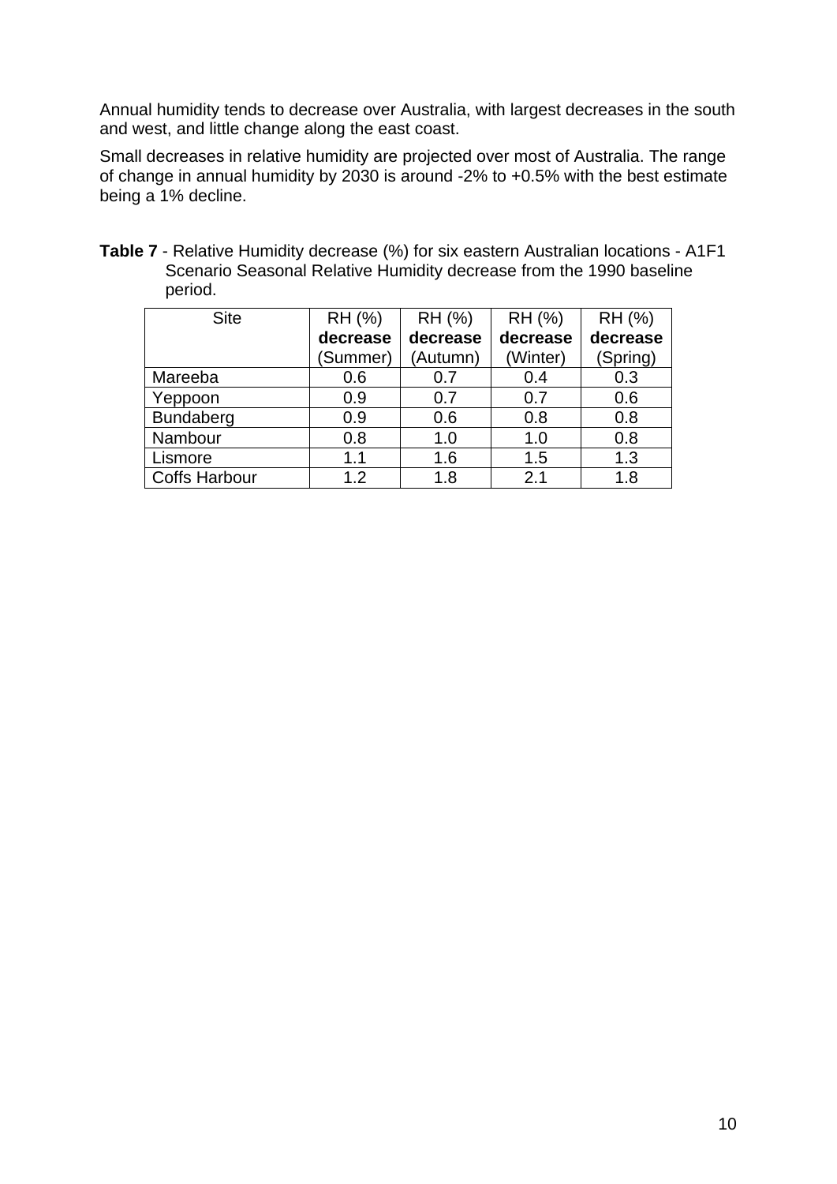Annual humidity tends to decrease over Australia, with largest decreases in the south and west, and little change along the east coast.

Small decreases in relative humidity are projected over most of Australia. The range of change in annual humidity by 2030 is around -2% to +0.5% with the best estimate being a 1% decline.

**Table 7** - Relative Humidity decrease (%) for six eastern Australian locations - A1F1 Scenario Seasonal Relative Humidity decrease from the 1990 baseline period.

| Site | RH (%) **decrease** (Summer) | RH (%) **decrease** (Autumn) | RH (%) **decrease** (Winter) | RH (%) **decrease** (Spring) |
|---|---|---|---|---|
| Mareeba | 0.6 | 0.7 | 0.4 | 0.3 |
| Yeppoon | 0.9 | 0.7 | 0.7 | 0.6 |
| Bundaberg | 0.9 | 0.6 | 0.8 | 0.8 |
| Nambour | 0.8 | 1.0 | 1.0 | 0.8 |
| Lismore | 1.1 | 1.6 | 1.5 | 1.3 |
| Coffs Harbour | 1.2 | 1.8 | 2.1 | 1.8 |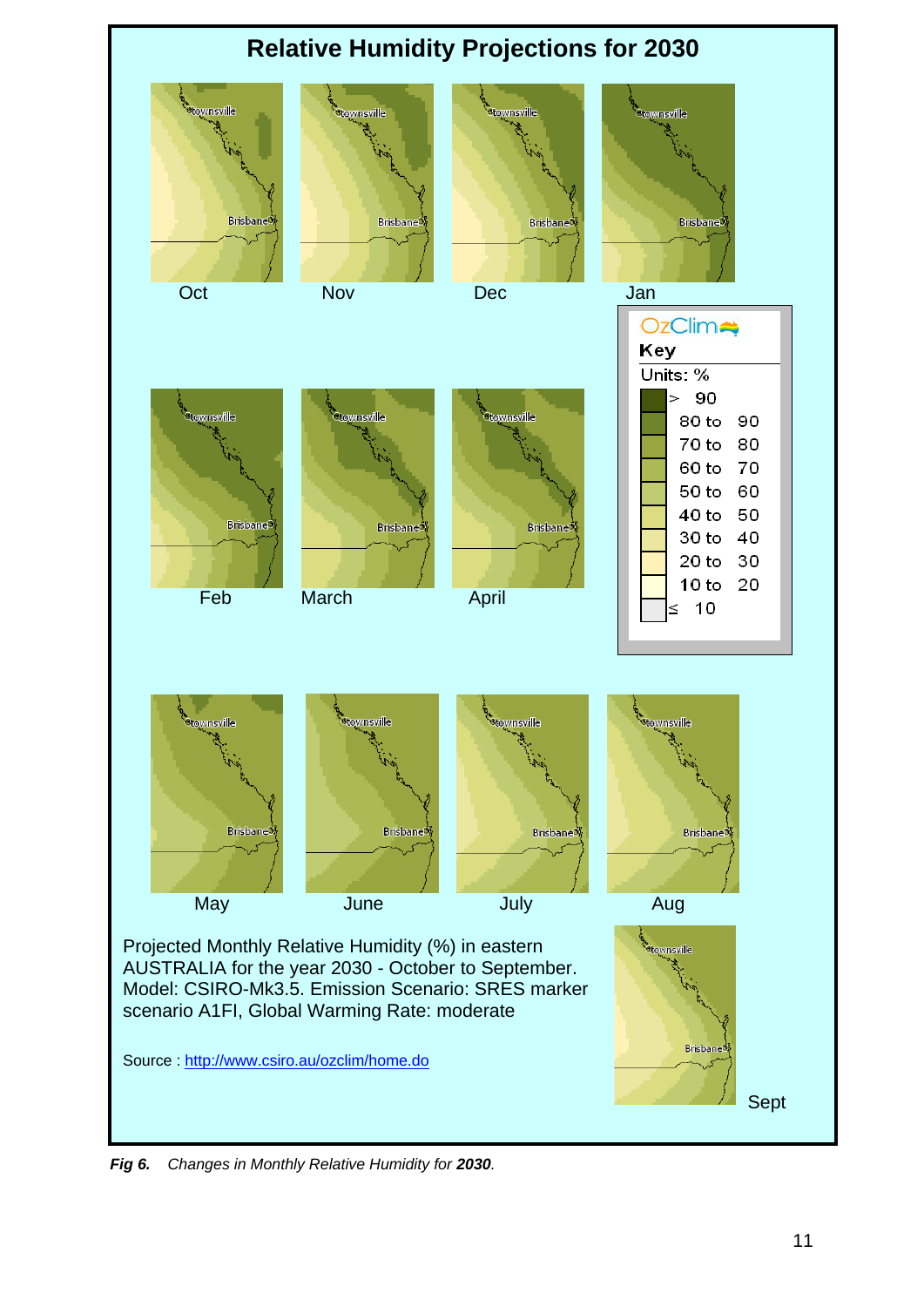# Relative Humidity Projections for 2030

Oct

Nov

Dec

Jan

Feb

March

April

May

June

July

Aug

Sept

OzClim

Key

Units: %

> 90

80 to 90

70 to 80

60 to 70

50 to 60

40 to 50

30 to 40

20 to 30

10 to 20

≤ 10

Projected Monthly Relative Humidity (%) in eastern AUSTRALIA for the year 2030 - October to September. Model: CSIRO-Mk3.5. Emission Scenario: SRES marker scenario A1FI, Global Warming Rate: moderate

Source : http://www.csiro.au/ozclim/home.do

***Fig 6.*** *Changes in Monthly Relative Humidity for* ***2030****.*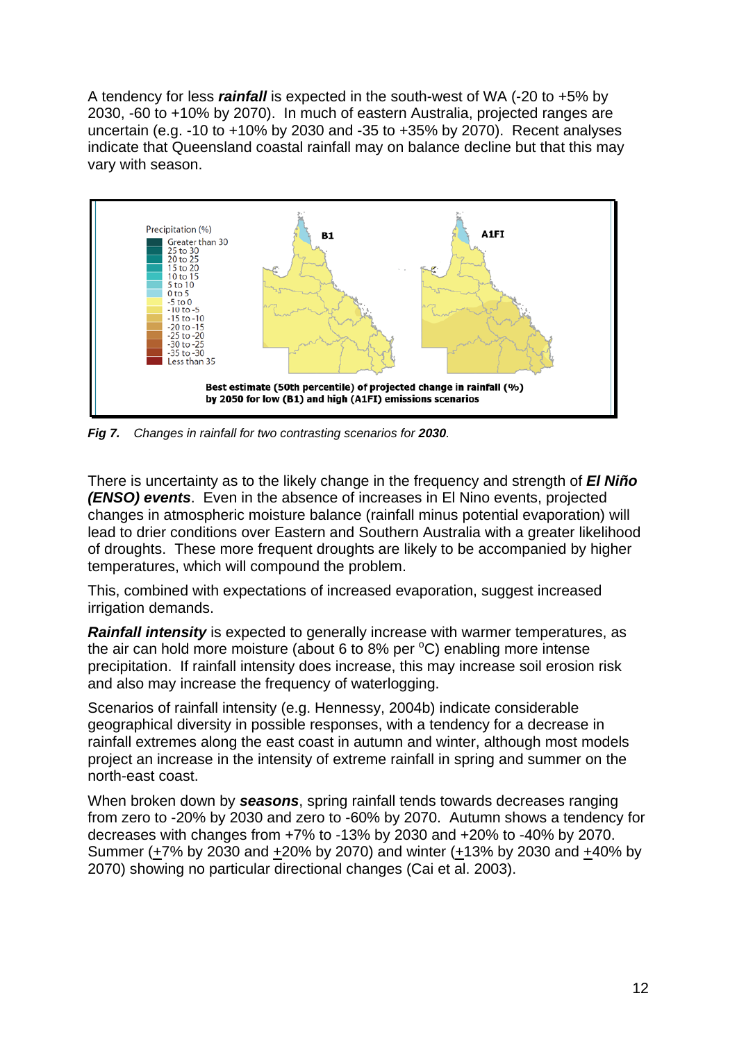A tendency for less ***rainfall*** is expected in the south-west of WA (-20 to +5% by 2030, -60 to +10% by 2070). In much of eastern Australia, projected ranges are uncertain (e.g. -10 to +10% by 2030 and -35 to +35% by 2070). Recent analyses indicate that Queensland coastal rainfall may on balance decline but that this may vary with season.

***Fig 7.*** *Changes in rainfall for two contrasting scenarios for **2030**.*

There is uncertainty as to the likely change in the frequency and strength of ***El Niño (ENSO) events***. Even in the absence of increases in El Nino events, projected changes in atmospheric moisture balance (rainfall minus potential evaporation) will lead to drier conditions over Eastern and Southern Australia with a greater likelihood of droughts. These more frequent droughts are likely to be accompanied by higher temperatures, which will compound the problem.

This, combined with expectations of increased evaporation, suggest increased irrigation demands.

***Rainfall intensity*** is expected to generally increase with warmer temperatures, as the air can hold more moisture (about 6 to 8% per $^{o}$C) enabling more intense precipitation. If rainfall intensity does increase, this may increase soil erosion risk and also may increase the frequency of waterlogging.

Scenarios of rainfall intensity (e.g. Hennessy, 2004b) indicate considerable geographical diversity in possible responses, with a tendency for a decrease in rainfall extremes along the east coast in autumn and winter, although most models project an increase in the intensity of extreme rainfall in spring and summer on the north-east coast.

When broken down by ***seasons***, spring rainfall tends towards decreases ranging from zero to -20% by 2030 and zero to -60% by 2070. Autumn shows a tendency for decreases with changes from +7% to -13% by 2030 and +20% to -40% by 2070. Summer (±7% by 2030 and ±20% by 2070) and winter (±13% by 2030 and ±40% by 2070) showing no particular directional changes (Cai et al. 2003).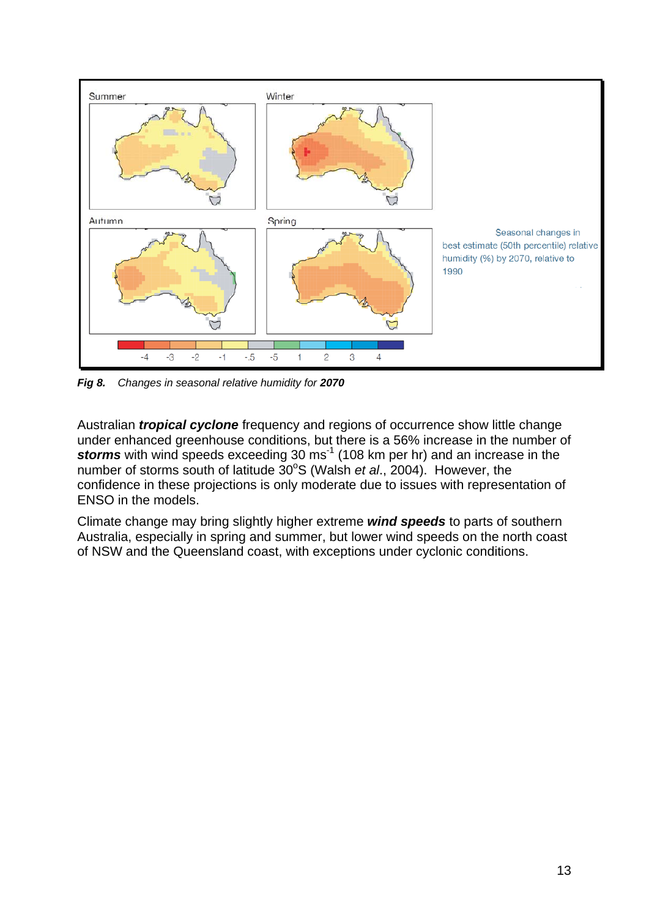Summer

Winter

Autumn

Spring

Seasonal changes in best estimate (50th percentile) relative humidity (%) by 2070, relative to 1990

-4 -3 -2 -1 -.5 -5 1 2 3 4

***Fig 8.*** *Changes in seasonal relative humidity for* ***2070***

Australian ***tropical cyclone*** frequency and regions of occurrence show little change under enhanced greenhouse conditions, but there is a 56% increase in the number of ***storms*** with wind speeds exceeding 30 $ms^{-1}$ (108 km per hr) and an increase in the number of storms south of latitude 30°S (Walsh *et al*., 2004). However, the confidence in these projections is only moderate due to issues with representation of ENSO in the models.

Climate change may bring slightly higher extreme ***wind speeds*** to parts of southern Australia, especially in spring and summer, but lower wind speeds on the north coast of NSW and the Queensland coast, with exceptions under cyclonic conditions.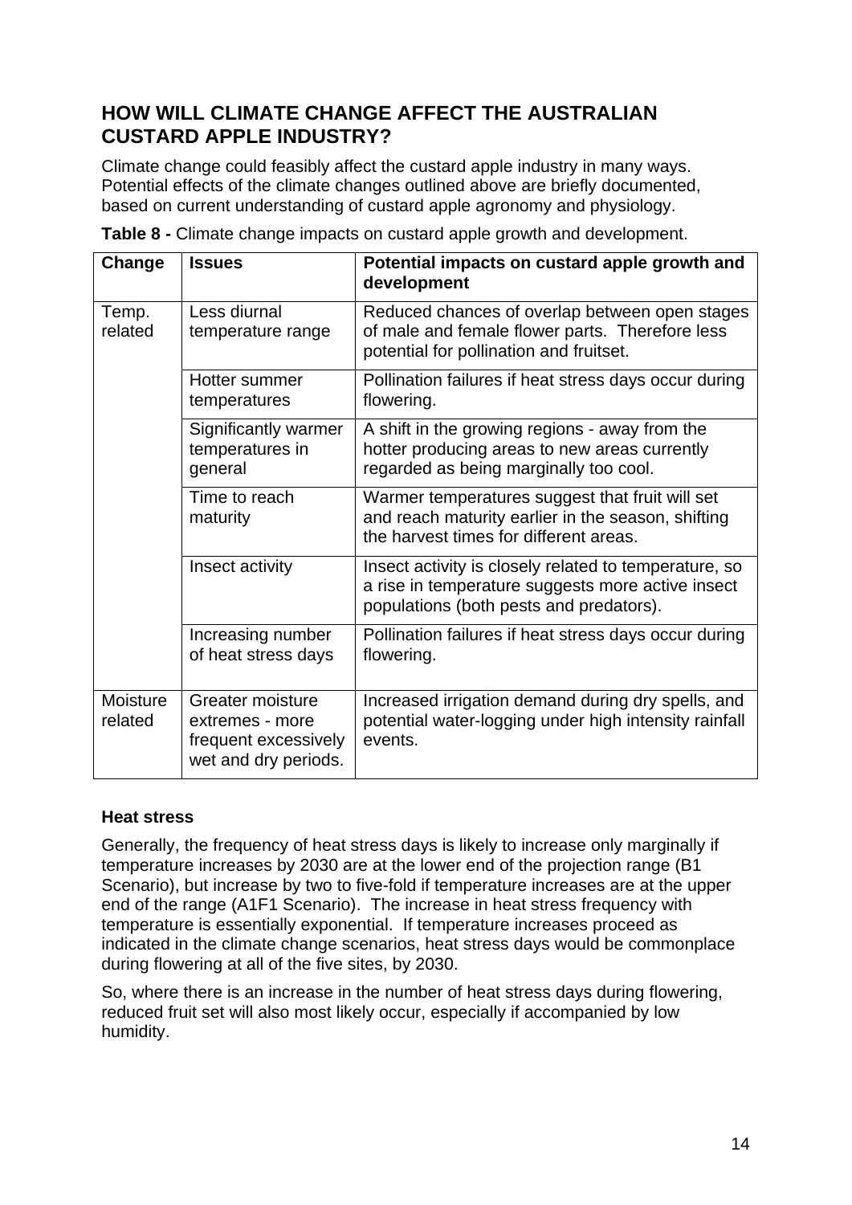## HOW WILL CLIMATE CHANGE AFFECT THE AUSTRALIAN CUSTARD APPLE INDUSTRY?

Climate change could feasibly affect the custard apple industry in many ways. Potential effects of the climate changes outlined above are briefly documented, based on current understanding of custard apple agronomy and physiology.

**Table 8 -** Climate change impacts on custard apple growth and development.

| Change | Issues | Potential impacts on custard apple growth and development |
|---|---|---|
| Temp. related | Less diurnal temperature range | Reduced chances of overlap between open stages of male and female flower parts. Therefore less potential for pollination and fruitset. |
| | Hotter summer temperatures | Pollination failures if heat stress days occur during flowering. |
| | Significantly warmer temperatures in general | A shift in the growing regions - away from the hotter producing areas to new areas currently regarded as being marginally too cool. |
| | Time to reach maturity | Warmer temperatures suggest that fruit will set and reach maturity earlier in the season, shifting the harvest times for different areas. |
| | Insect activity | Insect activity is closely related to temperature, so a rise in temperature suggests more active insect populations (both pests and predators). |
| | Increasing number of heat stress days | Pollination failures if heat stress days occur during flowering. |
| Moisture related | Greater moisture extremes - more frequent excessively wet and dry periods. | Increased irrigation demand during dry spells, and potential water-logging under high intensity rainfall events. |

### Heat stress

Generally, the frequency of heat stress days is likely to increase only marginally if temperature increases by 2030 are at the lower end of the projection range (B1 Scenario), but increase by two to five-fold if temperature increases are at the upper end of the range (A1F1 Scenario). The increase in heat stress frequency with temperature is essentially exponential. If temperature increases proceed as indicated in the climate change scenarios, heat stress days would be commonplace during flowering at all of the five sites, by 2030.

So, where there is an increase in the number of heat stress days during flowering, reduced fruit set will also most likely occur, especially if accompanied by low humidity.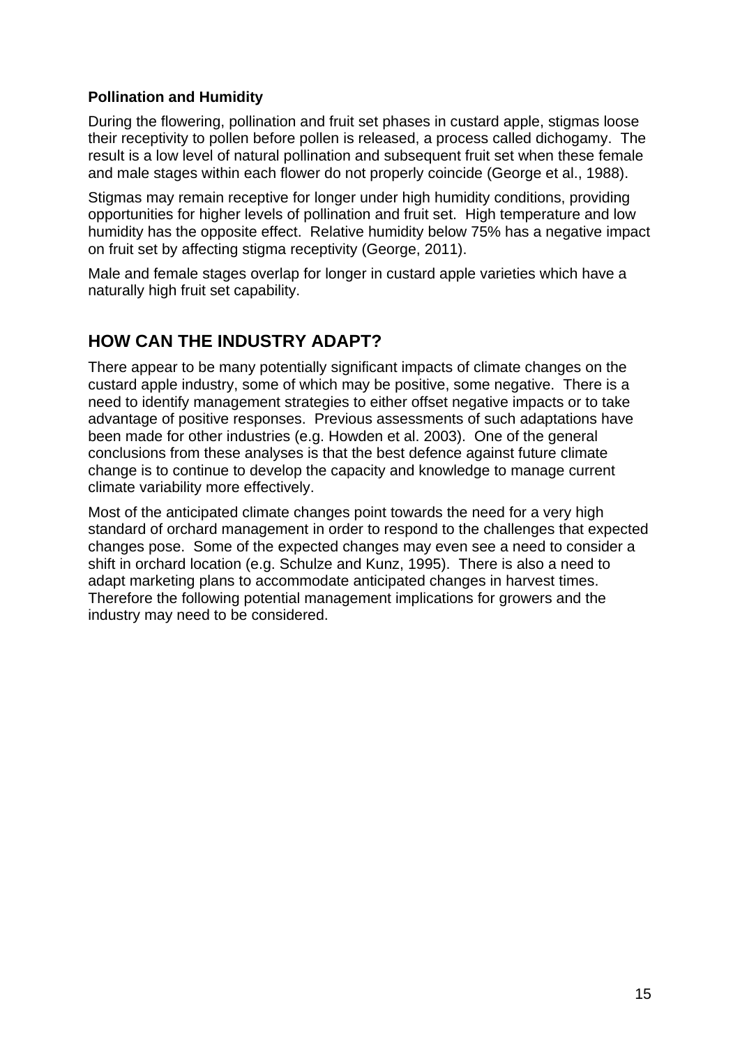### Pollination and Humidity

During the flowering, pollination and fruit set phases in custard apple, stigmas loose their receptivity to pollen before pollen is released, a process called dichogamy. The result is a low level of natural pollination and subsequent fruit set when these female and male stages within each flower do not properly coincide (George et al., 1988).

Stigmas may remain receptive for longer under high humidity conditions, providing opportunities for higher levels of pollination and fruit set. High temperature and low humidity has the opposite effect. Relative humidity below 75% has a negative impact on fruit set by affecting stigma receptivity (George, 2011).

Male and female stages overlap for longer in custard apple varieties which have a naturally high fruit set capability.

## HOW CAN THE INDUSTRY ADAPT?

There appear to be many potentially significant impacts of climate changes on the custard apple industry, some of which may be positive, some negative. There is a need to identify management strategies to either offset negative impacts or to take advantage of positive responses. Previous assessments of such adaptations have been made for other industries (e.g. Howden et al. 2003). One of the general conclusions from these analyses is that the best defence against future climate change is to continue to develop the capacity and knowledge to manage current climate variability more effectively.

Most of the anticipated climate changes point towards the need for a very high standard of orchard management in order to respond to the challenges that expected changes pose. Some of the expected changes may even see a need to consider a shift in orchard location (e.g. Schulze and Kunz, 1995). There is also a need to adapt marketing plans to accommodate anticipated changes in harvest times. Therefore the following potential management implications for growers and the industry may need to be considered.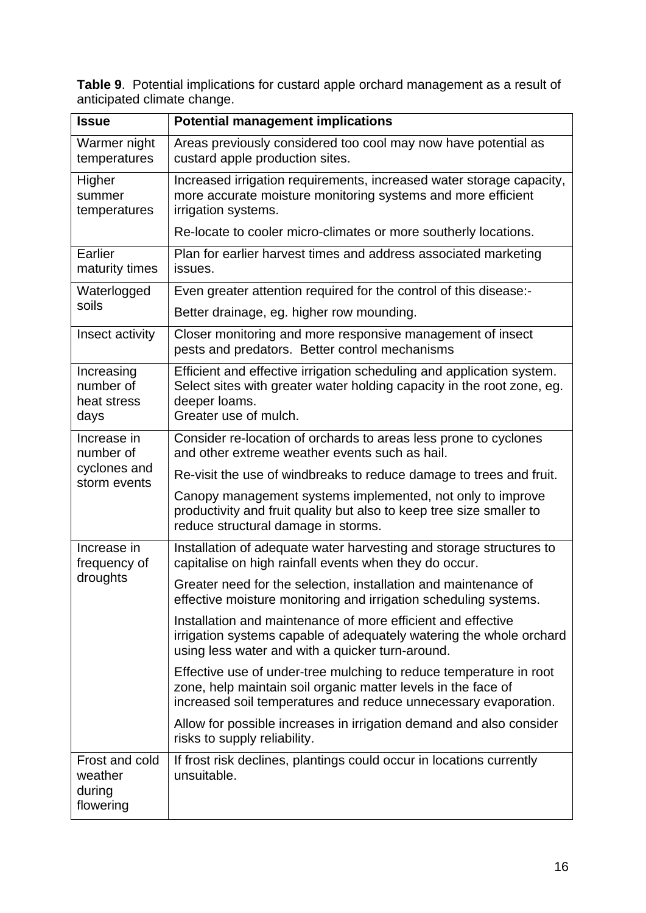**Table 9**. Potential implications for custard apple orchard management as a result of anticipated climate change.

| Issue | Potential management implications |
|---|---|
| Warmer night temperatures | Areas previously considered too cool may now have potential as custard apple production sites. |
| Higher summer temperatures | Increased irrigation requirements, increased water storage capacity, more accurate moisture monitoring systems and more efficient irrigation systems.<br>Re-locate to cooler micro-climates or more southerly locations. |
| Earlier maturity times | Plan for earlier harvest times and address associated marketing issues. |
| Waterlogged soils | Even greater attention required for the control of this disease:-<br>Better drainage, eg. higher row mounding. |
| Insect activity | Closer monitoring and more responsive management of insect pests and predators. Better control mechanisms |
| Increasing number of heat stress days | Efficient and effective irrigation scheduling and application system. Select sites with greater water holding capacity in the root zone, eg. deeper loams.<br>Greater use of mulch. |
| Increase in number of cyclones and storm events | Consider re-location of orchards to areas less prone to cyclones and other extreme weather events such as hail.<br>Re-visit the use of windbreaks to reduce damage to trees and fruit.<br>Canopy management systems implemented, not only to improve productivity and fruit quality but also to keep tree size smaller to reduce structural damage in storms. |
| Increase in frequency of droughts | Installation of adequate water harvesting and storage structures to capitalise on high rainfall events when they do occur.<br>Greater need for the selection, installation and maintenance of effective moisture monitoring and irrigation scheduling systems.<br>Installation and maintenance of more efficient and effective irrigation systems capable of adequately watering the whole orchard using less water and with a quicker turn-around.<br>Effective use of under-tree mulching to reduce temperature in root zone, help maintain soil organic matter levels in the face of increased soil temperatures and reduce unnecessary evaporation.<br>Allow for possible increases in irrigation demand and also consider risks to supply reliability. |
| Frost and cold weather during flowering | If frost risk declines, plantings could occur in locations currently unsuitable. |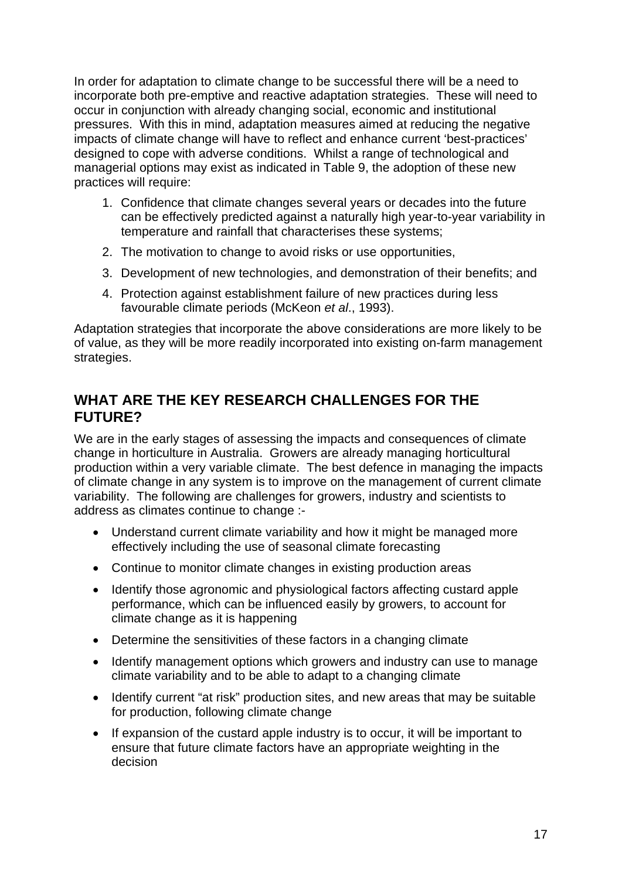In order for adaptation to climate change to be successful there will be a need to incorporate both pre-emptive and reactive adaptation strategies. These will need to occur in conjunction with already changing social, economic and institutional pressures. With this in mind, adaptation measures aimed at reducing the negative impacts of climate change will have to reflect and enhance current 'best-practices' designed to cope with adverse conditions. Whilst a range of technological and managerial options may exist as indicated in Table 9, the adoption of these new practices will require:

1. Confidence that climate changes several years or decades into the future can be effectively predicted against a naturally high year-to-year variability in temperature and rainfall that characterises these systems;
2. The motivation to change to avoid risks or use opportunities,
3. Development of new technologies, and demonstration of their benefits; and
4. Protection against establishment failure of new practices during less favourable climate periods (McKeon *et al*., 1993).

Adaptation strategies that incorporate the above considerations are more likely to be of value, as they will be more readily incorporated into existing on-farm management strategies.

## WHAT ARE THE KEY RESEARCH CHALLENGES FOR THE FUTURE?

We are in the early stages of assessing the impacts and consequences of climate change in horticulture in Australia. Growers are already managing horticultural production within a very variable climate. The best defence in managing the impacts of climate change in any system is to improve on the management of current climate variability. The following are challenges for growers, industry and scientists to address as climates continue to change :-

- Understand current climate variability and how it might be managed more effectively including the use of seasonal climate forecasting
- Continue to monitor climate changes in existing production areas
- Identify those agronomic and physiological factors affecting custard apple performance, which can be influenced easily by growers, to account for climate change as it is happening
- Determine the sensitivities of these factors in a changing climate
- Identify management options which growers and industry can use to manage climate variability and to be able to adapt to a changing climate
- Identify current "at risk" production sites, and new areas that may be suitable for production, following climate change
- If expansion of the custard apple industry is to occur, it will be important to ensure that future climate factors have an appropriate weighting in the decision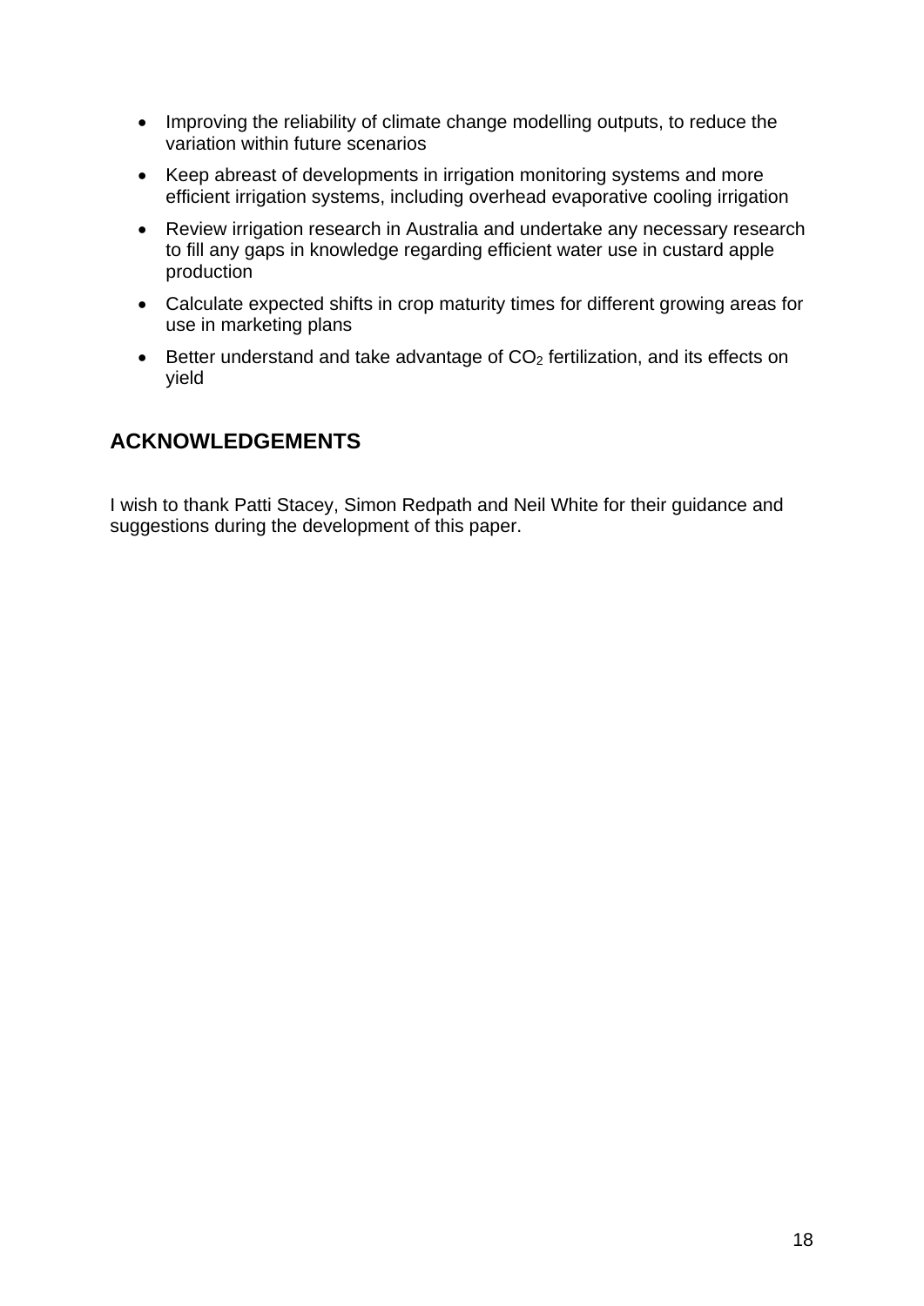- Improving the reliability of climate change modelling outputs, to reduce the variation within future scenarios
- Keep abreast of developments in irrigation monitoring systems and more efficient irrigation systems, including overhead evaporative cooling irrigation
- Review irrigation research in Australia and undertake any necessary research to fill any gaps in knowledge regarding efficient water use in custard apple production
- Calculate expected shifts in crop maturity times for different growing areas for use in marketing plans
- Better understand and take advantage of $CO_2$ fertilization, and its effects on yield

## ACKNOWLEDGEMENTS

I wish to thank Patti Stacey, Simon Redpath and Neil White for their guidance and suggestions during the development of this paper.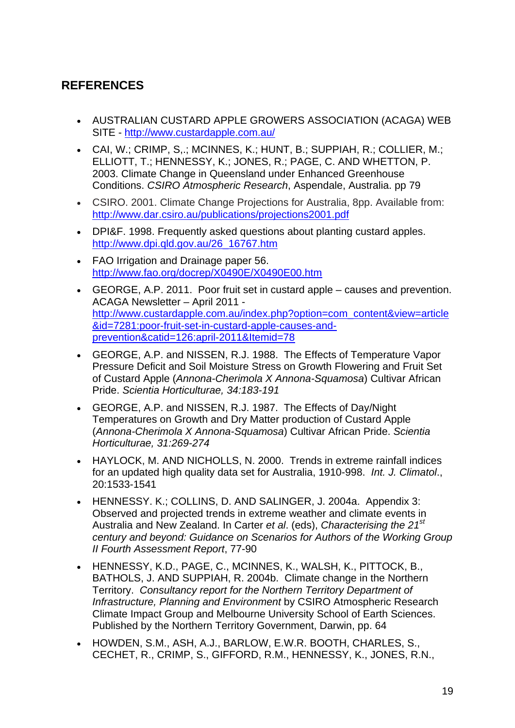## REFERENCES

- AUSTRALIAN CUSTARD APPLE GROWERS ASSOCIATION (ACAGA) WEB SITE - http://www.custardapple.com.au/
- CAI, W.; CRIMP, S,.; MCINNES, K.; HUNT, B.; SUPPIAH, R.; COLLIER, M.; ELLIOTT, T.; HENNESSY, K.; JONES, R.; PAGE, C. AND WHETTON, P. 2003. Climate Change in Queensland under Enhanced Greenhouse Conditions. *CSIRO Atmospheric Research*, Aspendale, Australia. pp 79
- CSIRO. 2001. Climate Change Projections for Australia, 8pp. Available from: http://www.dar.csiro.au/publications/projections2001.pdf
- DPI&F. 1998. Frequently asked questions about planting custard apples. http://www.dpi.qld.gov.au/26_16767.htm
- FAO Irrigation and Drainage paper 56. http://www.fao.org/docrep/X0490E/X0490E00.htm
- GEORGE, A.P. 2011. Poor fruit set in custard apple – causes and prevention. ACAGA Newsletter – April 2011 - http://www.custardapple.com.au/index.php?option=com_content&view=article&id=7281:poor-fruit-set-in-custard-apple-causes-and-prevention&catid=126:april-2011&Itemid=78
- GEORGE, A.P. and NISSEN, R.J. 1988. The Effects of Temperature Vapor Pressure Deficit and Soil Moisture Stress on Growth Flowering and Fruit Set of Custard Apple (*Annona-Cherimola X Annona-Squamosa*) Cultivar African Pride. *Scientia Horticulturae, 34:183-191*
- GEORGE, A.P. and NISSEN, R.J. 1987. The Effects of Day/Night Temperatures on Growth and Dry Matter production of Custard Apple (*Annona-Cherimola X Annona-Squamosa*) Cultivar African Pride. *Scientia Horticulturae, 31:269-274*
- HAYLOCK, M. AND NICHOLLS, N. 2000. Trends in extreme rainfall indices for an updated high quality data set for Australia, 1910-998. *Int. J. Climatol*., 20:1533-1541
- HENNESSY. K.; COLLINS, D. AND SALINGER, J. 2004a. Appendix 3: Observed and projected trends in extreme weather and climate events in Australia and New Zealand. In Carter *et al*. (eds), *Characterising the 21st century and beyond: Guidance on Scenarios for Authors of the Working Group II Fourth Assessment Report*, 77-90
- HENNESSY, K.D., PAGE, C., MCINNES, K., WALSH, K., PITTOCK, B., BATHOLS, J. AND SUPPIAH, R. 2004b. Climate change in the Northern Territory. *Consultancy report for the Northern Territory Department of Infrastructure, Planning and Environment* by CSIRO Atmospheric Research Climate Impact Group and Melbourne University School of Earth Sciences. Published by the Northern Territory Government, Darwin, pp. 64
- HOWDEN, S.M., ASH, A.J., BARLOW, E.W.R. BOOTH, CHARLES, S., CECHET, R., CRIMP, S., GIFFORD, R.M., HENNESSY, K., JONES, R.N.,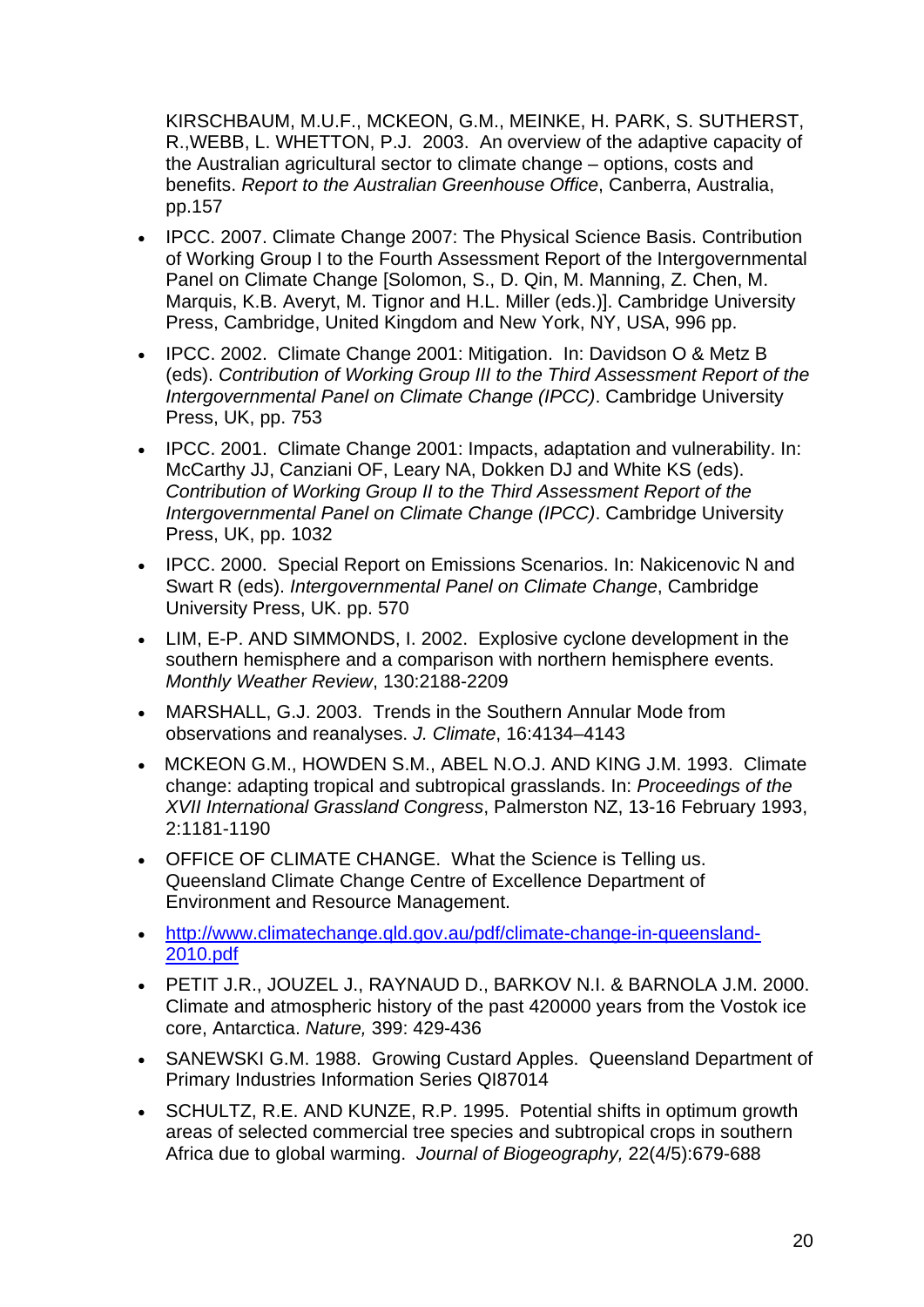KIRSCHBAUM, M.U.F., MCKEON, G.M., MEINKE, H. PARK, S. SUTHERST, R.,WEBB, L. WHETTON, P.J. 2003. An overview of the adaptive capacity of the Australian agricultural sector to climate change – options, costs and benefits. *Report to the Australian Greenhouse Office*, Canberra, Australia, pp.157

- IPCC. 2007. Climate Change 2007: The Physical Science Basis. Contribution of Working Group I to the Fourth Assessment Report of the Intergovernmental Panel on Climate Change [Solomon, S., D. Qin, M. Manning, Z. Chen, M. Marquis, K.B. Averyt, M. Tignor and H.L. Miller (eds.)]. Cambridge University Press, Cambridge, United Kingdom and New York, NY, USA, 996 pp.
- IPCC. 2002. Climate Change 2001: Mitigation. In: Davidson O & Metz B (eds). *Contribution of Working Group III to the Third Assessment Report of the Intergovernmental Panel on Climate Change (IPCC)*. Cambridge University Press, UK, pp. 753
- IPCC. 2001. Climate Change 2001: Impacts, adaptation and vulnerability. In: McCarthy JJ, Canziani OF, Leary NA, Dokken DJ and White KS (eds). *Contribution of Working Group II to the Third Assessment Report of the Intergovernmental Panel on Climate Change (IPCC)*. Cambridge University Press, UK, pp. 1032
- IPCC. 2000. Special Report on Emissions Scenarios. In: Nakicenovic N and Swart R (eds). *Intergovernmental Panel on Climate Change*, Cambridge University Press, UK. pp. 570
- LIM, E-P. AND SIMMONDS, I. 2002. Explosive cyclone development in the southern hemisphere and a comparison with northern hemisphere events. *Monthly Weather Review*, 130:2188-2209
- MARSHALL, G.J. 2003. Trends in the Southern Annular Mode from observations and reanalyses. *J. Climate*, 16:4134–4143
- MCKEON G.M., HOWDEN S.M., ABEL N.O.J. AND KING J.M. 1993. Climate change: adapting tropical and subtropical grasslands. In: *Proceedings of the XVII International Grassland Congress*, Palmerston NZ, 13-16 February 1993, 2:1181-1190
- OFFICE OF CLIMATE CHANGE. What the Science is Telling us. Queensland Climate Change Centre of Excellence Department of Environment and Resource Management.
- [http://www.climatechange.qld.gov.au/pdf/climate-change-in-queensland-2010.pdf](http://www.climatechange.qld.gov.au/pdf/climate-change-in-queensland-2010.pdf)
- PETIT J.R., JOUZEL J., RAYNAUD D., BARKOV N.I. & BARNOLA J.M. 2000. Climate and atmospheric history of the past 420000 years from the Vostok ice core, Antarctica. *Nature,* 399: 429-436
- SANEWSKI G.M. 1988. Growing Custard Apples. Queensland Department of Primary Industries Information Series QI87014
- SCHULTZ, R.E. AND KUNZE, R.P. 1995. Potential shifts in optimum growth areas of selected commercial tree species and subtropical crops in southern Africa due to global warming. *Journal of Biogeography,* 22(4/5):679-688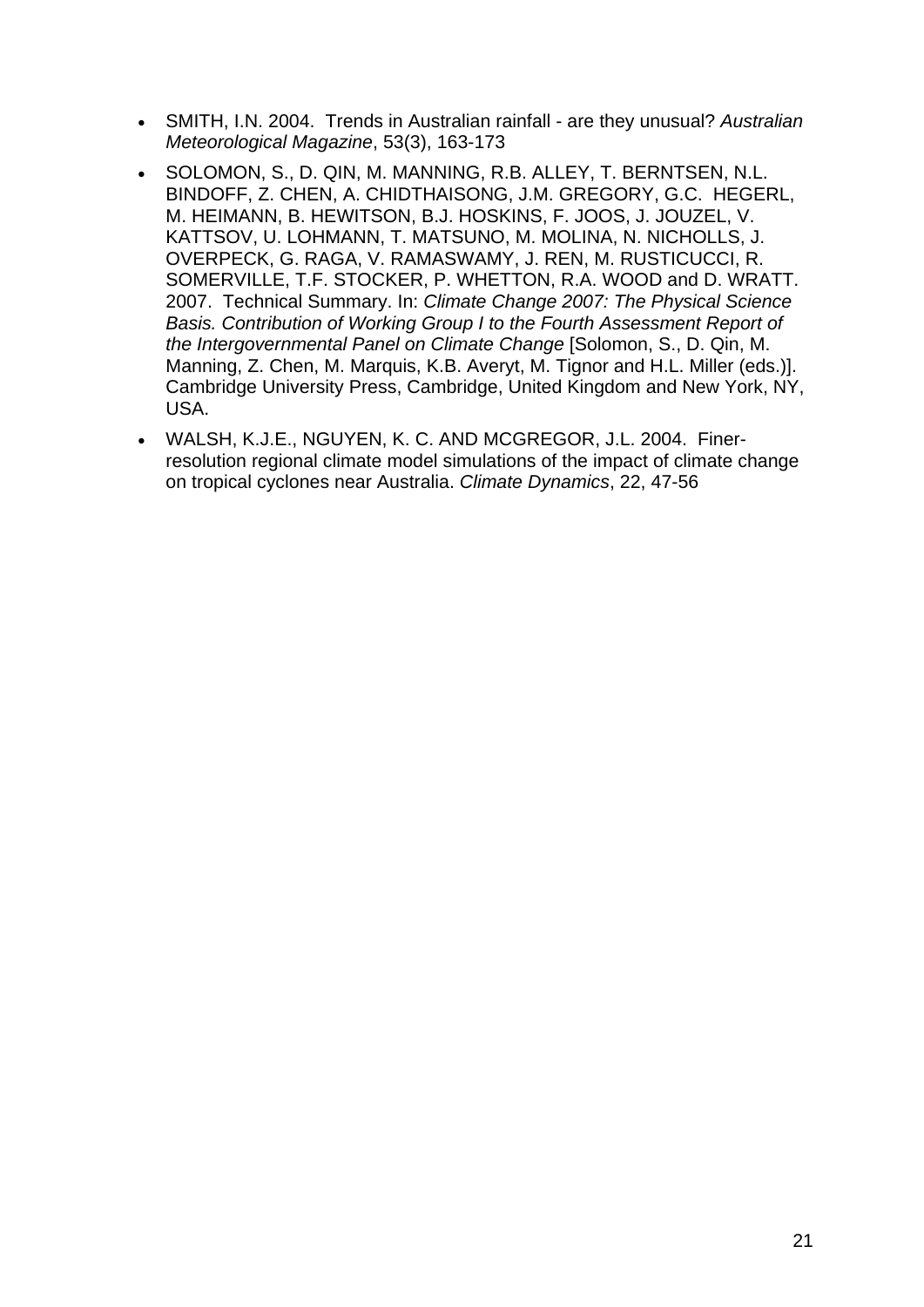- SMITH, I.N. 2004. Trends in Australian rainfall - are they unusual? *Australian Meteorological Magazine*, 53(3), 163-173
- SOLOMON, S., D. QIN, M. MANNING, R.B. ALLEY, T. BERNTSEN, N.L. BINDOFF, Z. CHEN, A. CHIDTHAISONG, J.M. GREGORY, G.C. HEGERL, M. HEIMANN, B. HEWITSON, B.J. HOSKINS, F. JOOS, J. JOUZEL, V. KATTSOV, U. LOHMANN, T. MATSUNO, M. MOLINA, N. NICHOLLS, J. OVERPECK, G. RAGA, V. RAMASWAMY, J. REN, M. RUSTICUCCI, R. SOMERVILLE, T.F. STOCKER, P. WHETTON, R.A. WOOD and D. WRATT. 2007. Technical Summary. In: *Climate Change 2007: The Physical Science Basis. Contribution of Working Group I to the Fourth Assessment Report of the Intergovernmental Panel on Climate Change* [Solomon, S., D. Qin, M. Manning, Z. Chen, M. Marquis, K.B. Averyt, M. Tignor and H.L. Miller (eds.)]. Cambridge University Press, Cambridge, United Kingdom and New York, NY, USA.
- WALSH, K.J.E., NGUYEN, K. C. AND MCGREGOR, J.L. 2004. Finer-resolution regional climate model simulations of the impact of climate change on tropical cyclones near Australia. *Climate Dynamics*, 22, 47-56